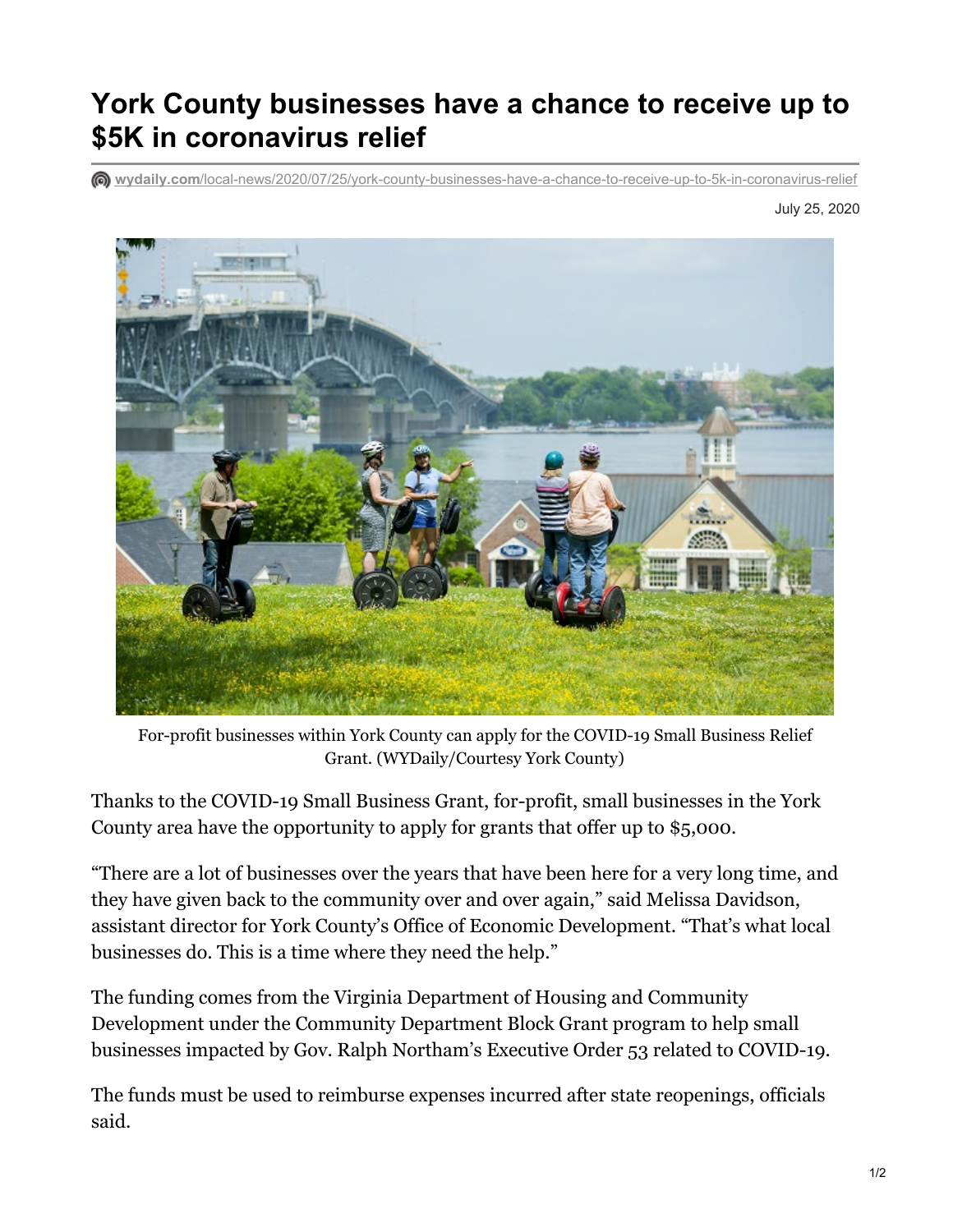# York County businesses have a chance to receive up to $5K in coronavirus relief

wydaily.com/local-news/2020/07/25/york-county-businesses-have-a-chance-to-receive-up-to-5k-in-coronavirus-relief

July 25, 2020

For-profit businesses within York County can apply for the COVID-19 Small Business Relief Grant. (WYDaily/Courtesy York County)

Thanks to the COVID-19 Small Business Grant, for-profit, small businesses in the York County area have the opportunity to apply for grants that offer up to $5,000.

"There are a lot of businesses over the years that have been here for a very long time, and they have given back to the community over and over again," said Melissa Davidson, assistant director for York County's Office of Economic Development. "That's what local businesses do. This is a time where they need the help."

The funding comes from the Virginia Department of Housing and Community Development under the Community Department Block Grant program to help small businesses impacted by Gov. Ralph Northam's Executive Order 53 related to COVID-19.

The funds must be used to reimburse expenses incurred after state reopenings, officials said.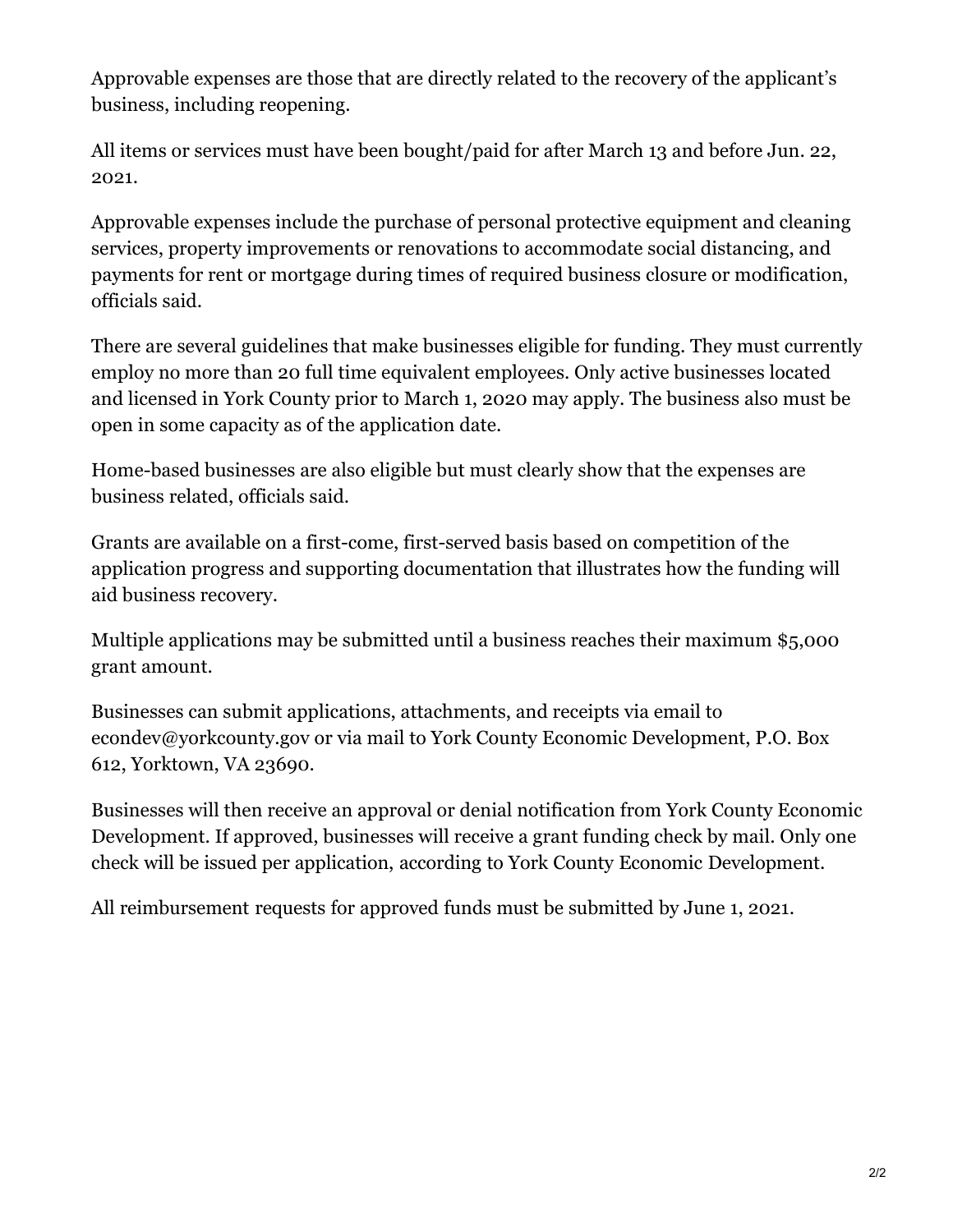Approvable expenses are those that are directly related to the recovery of the applicant's business, including reopening.

All items or services must have been bought/paid for after March 13 and before Jun. 22, 2021.

Approvable expenses include the purchase of personal protective equipment and cleaning services, property improvements or renovations to accommodate social distancing, and payments for rent or mortgage during times of required business closure or modification, officials said.

There are several guidelines that make businesses eligible for funding. They must currently employ no more than 20 full time equivalent employees. Only active businesses located and licensed in York County prior to March 1, 2020 may apply. The business also must be open in some capacity as of the application date.

Home-based businesses are also eligible but must clearly show that the expenses are business related, officials said.

Grants are available on a first-come, first-served basis based on competition of the application progress and supporting documentation that illustrates how the funding will aid business recovery.

Multiple applications may be submitted until a business reaches their maximum $5,000 grant amount.

Businesses can submit applications, attachments, and receipts via email to econdev@yorkcounty.gov or via mail to York County Economic Development, P.O. Box 612, Yorktown, VA 23690.

Businesses will then receive an approval or denial notification from York County Economic Development. If approved, businesses will receive a grant funding check by mail. Only one check will be issued per application, according to York County Economic Development.

All reimbursement requests for approved funds must be submitted by June 1, 2021.